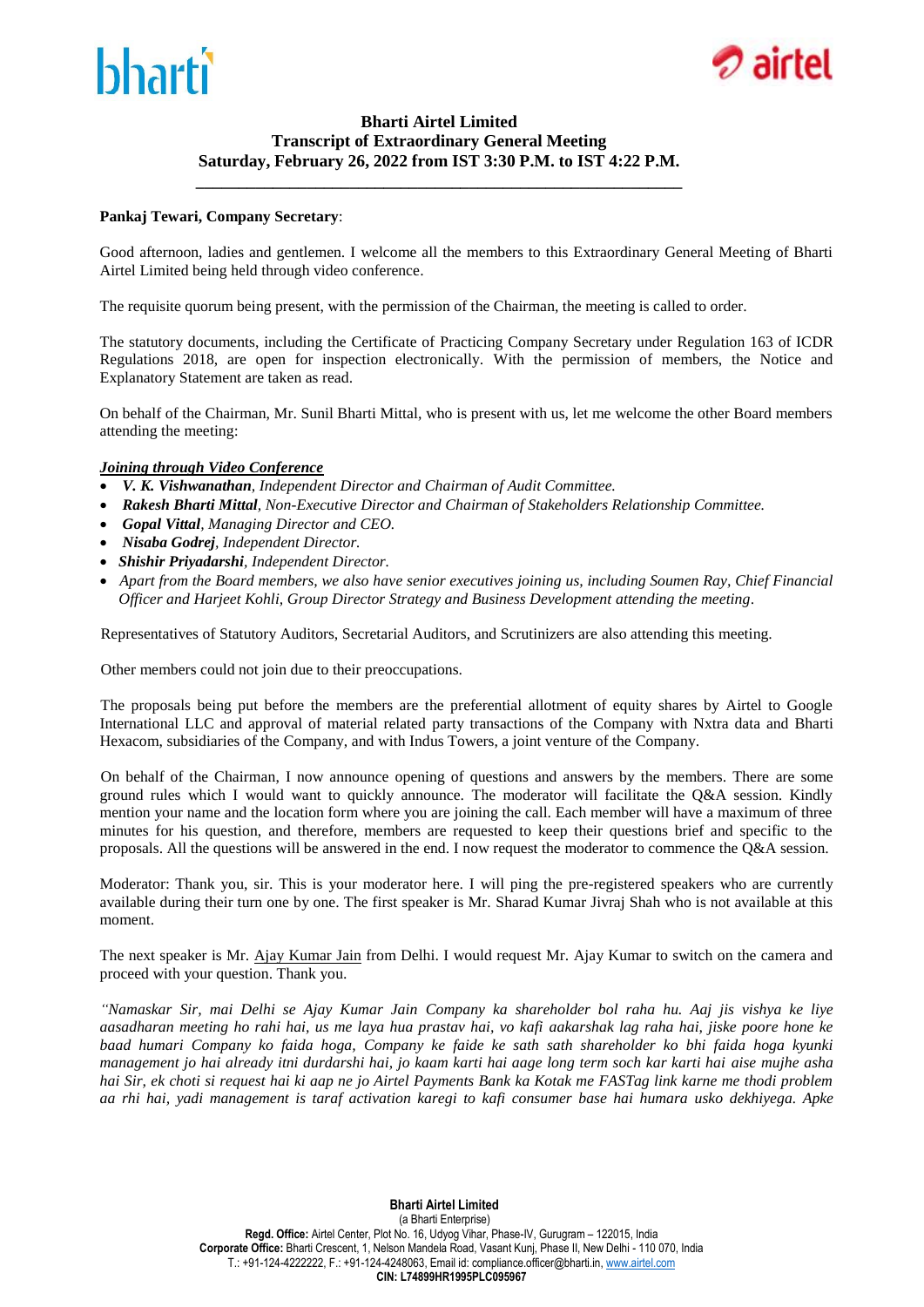**Bharti Airtel Limited**
**Transcript of Extraordinary General Meeting**
**Saturday, February 26, 2022 from IST 3:30 P.M. to IST 4:22 P.M.**

---

**Pankaj Tewari, Company Secretary**:

Good afternoon, ladies and gentlemen. I welcome all the members to this Extraordinary General Meeting of Bharti Airtel Limited being held through video conference.

The requisite quorum being present, with the permission of the Chairman, the meeting is called to order.

The statutory documents, including the Certificate of Practicing Company Secretary under Regulation 163 of ICDR Regulations 2018, are open for inspection electronically. With the permission of members, the Notice and Explanatory Statement are taken as read.

On behalf of the Chairman, Mr. Sunil Bharti Mittal, who is present with us, let me welcome the other Board members attending the meeting:

***Joining through Video Conference***

- ***V. K. Vishwanathan****, Independent Director and Chairman of Audit Committee.*
- ***Rakesh Bharti Mittal****, Non-Executive Director and Chairman of Stakeholders Relationship Committee.*
- ***Gopal Vittal****, Managing Director and CEO.*
- ***Nisaba Godrej****, Independent Director.*
- ***Shishir Priyadarshi****, Independent Director.*
- *Apart from the Board members, we also have senior executives joining us, including Soumen Ray, Chief Financial Officer and Harjeet Kohli, Group Director Strategy and Business Development attending the meeting.*

Representatives of Statutory Auditors, Secretarial Auditors, and Scrutinizers are also attending this meeting.

Other members could not join due to their preoccupations.

The proposals being put before the members are the preferential allotment of equity shares by Airtel to Google International LLC and approval of material related party transactions of the Company with Nxtra data and Bharti Hexacom, subsidiaries of the Company, and with Indus Towers, a joint venture of the Company.

On behalf of the Chairman, I now announce opening of questions and answers by the members. There are some ground rules which I would want to quickly announce. The moderator will facilitate the Q&A session. Kindly mention your name and the location form where you are joining the call. Each member will have a maximum of three minutes for his question, and therefore, members are requested to keep their questions brief and specific to the proposals. All the questions will be answered in the end. I now request the moderator to commence the Q&A session.

Moderator: Thank you, sir. This is your moderator here. I will ping the pre-registered speakers who are currently available during their turn one by one. The first speaker is Mr. Sharad Kumar Jivraj Shah who is not available at this moment.

The next speaker is Mr. Ajay Kumar Jain from Delhi. I would request Mr. Ajay Kumar to switch on the camera and proceed with your question. Thank you.

*"Namaskar Sir, mai Delhi se Ajay Kumar Jain Company ka shareholder bol raha hu. Aaj jis vishya ke liye aasadharan meeting ho rahi hai, us me laya hua prastav hai, vo kafi aakarshak lag raha hai, jiske poore hone ke baad humari Company ko faida hoga, Company ke faide ke sath sath shareholder ko bhi faida hoga kyunki management jo hai already itni durdarshi hai, jo kaam karti hai aage long term soch kar karti hai aise mujhe asha hai Sir, ek choti si request hai ki aap ne jo Airtel Payments Bank ka Kotak me FASTag link karne me thodi problem aa rhi hai, yadi management is taraf activation karegi to kafi consumer base hai humara usko dekhiyega. Apke*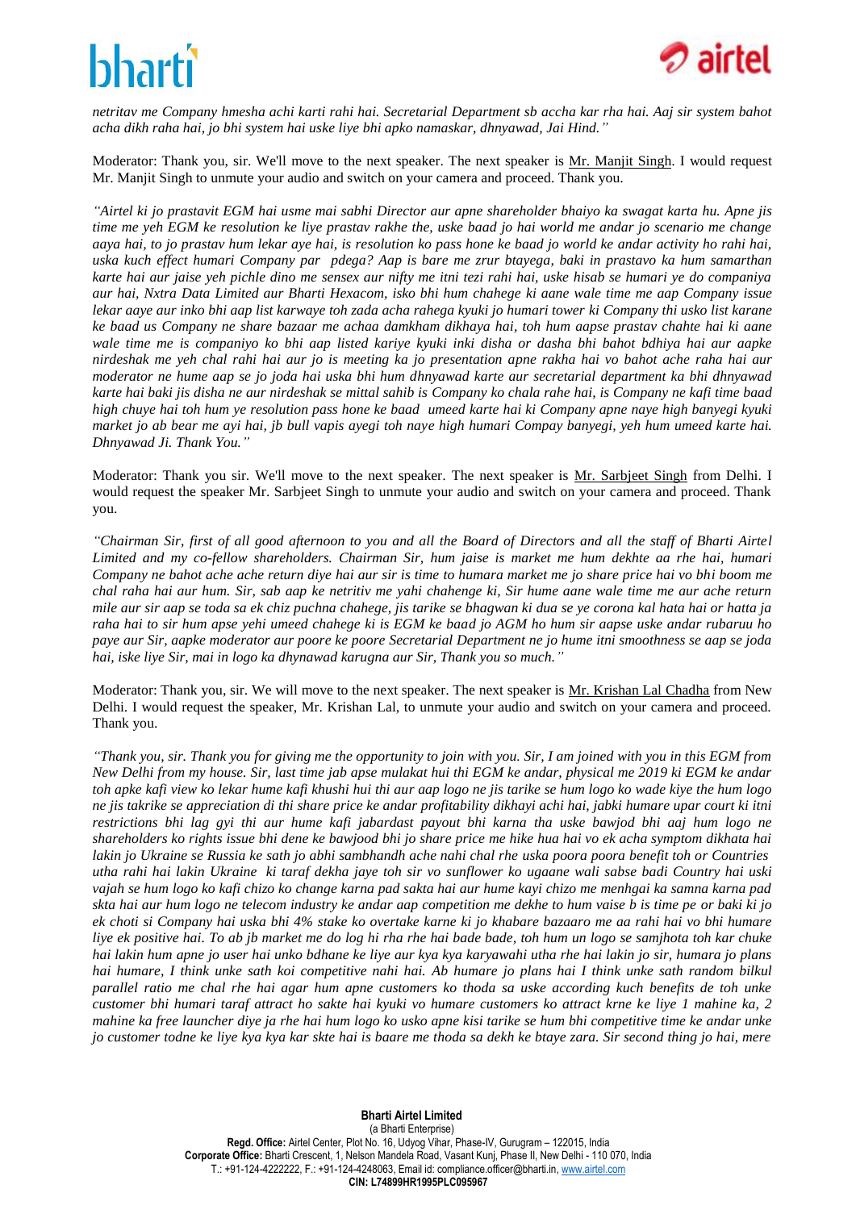*netritav me Company hmesha achi karti rahi hai. Secretarial Department sb accha kar rha hai. Aaj sir system bahot acha dikh raha hai, jo bhi system hai uske liye bhi apko namaskar, dhnyawad, Jai Hind."*

Moderator: Thank you, sir. We'll move to the next speaker. The next speaker is Mr. Manjit Singh. I would request Mr. Manjit Singh to unmute your audio and switch on your camera and proceed. Thank you.

*"Airtel ki jo prastavit EGM hai usme mai sabhi Director aur apne shareholder bhaiyo ka swagat karta hu. Apne jis time me yeh EGM ke resolution ke liye prastav rakhe the, uske baad jo hai world me andar jo scenario me change aaya hai, to jo prastav hum lekar aye hai, is resolution ko pass hone ke baad jo world ke andar activity ho rahi hai, uska kuch effect humari Company par pdega? Aap is bare me zrur btayega, baki in prastavo ka hum samarthan karte hai aur jaise yeh pichle dino me sensex aur nifty me itni tezi rahi hai, uske hisab se humari ye do companiya aur hai, Nxtra Data Limited aur Bharti Hexacom, isko bhi hum chahege ki aane wale time me aap Company issue lekar aaye aur inko bhi aap list karwaye toh zada acha rahega kyuki jo humari tower ki Company thi usko list karane ke baad us Company ne share bazaar me achaa damkham dikhaya hai, toh hum aapse prastav chahte hai ki aane wale time me is companiyo ko bhi aap listed kariye kyuki inki disha or dasha bhi bahot bdhiya hai aur aapke nirdeshak me yeh chal rahi hai aur jo is meeting ka jo presentation apne rakha hai vo bahot ache raha hai aur moderator ne hume aap se jo joda hai uska bhi hum dhnyawad karte aur secretarial department ka bhi dhnyawad karte hai baki jis disha ne aur nirdeshak se mittal sahib is Company ko chala rahe hai, is Company ne kafi time baad high chuye hai toh hum ye resolution pass hone ke baad umeed karte hai ki Company apne naye high banyegi kyuki market jo ab bear me ayi hai, jb bull vapis ayegi toh naye high humari Compay banyegi, yeh hum umeed karte hai. Dhnyawad Ji. Thank You."*

Moderator: Thank you sir. We'll move to the next speaker. The next speaker is Mr. Sarbjeet Singh from Delhi. I would request the speaker Mr. Sarbjeet Singh to unmute your audio and switch on your camera and proceed. Thank you.

*"Chairman Sir, first of all good afternoon to you and all the Board of Directors and all the staff of Bharti Airtel Limited and my co-fellow shareholders. Chairman Sir, hum jaise is market me hum dekhte aa rhe hai, humari Company ne bahot ache ache return diye hai aur sir is time to humara market me jo share price hai vo bhi boom me chal raha hai aur hum. Sir, sab aap ke netritiv me yahi chahenge ki, Sir hume aane wale time me aur ache return mile aur sir aap se toda sa ek chiz puchna chahege, jis tarike se bhagwan ki dua se ye corona kal hata hai or hatta ja raha hai to sir hum apse yehi umeed chahege ki is EGM ke baad jo AGM ho hum sir aapse uske andar rubaruu ho paye aur Sir, aapke moderator aur poore ke poore Secretarial Department ne jo hume itni smoothness se aap se joda hai, iske liye Sir, mai in logo ka dhynawad karugna aur Sir, Thank you so much."*

Moderator: Thank you, sir. We will move to the next speaker. The next speaker is Mr. Krishan Lal Chadha from New Delhi. I would request the speaker, Mr. Krishan Lal, to unmute your audio and switch on your camera and proceed. Thank you.

*"Thank you, sir. Thank you for giving me the opportunity to join with you. Sir, I am joined with you in this EGM from New Delhi from my house. Sir, last time jab apse mulakat hui thi EGM ke andar, physical me 2019 ki EGM ke andar toh apke kafi view ko lekar hume kafi khushi hui thi aur aap logo ne jis tarike se hum logo ko wade kiye the hum logo ne jis takrike se appreciation di thi share price ke andar profitability dikhayi achi hai, jabki humare upar court ki itni restrictions bhi lag gyi thi aur hume kafi jabardast payout bhi karna tha uske bawjod bhi aaj hum logo ne shareholders ko rights issue bhi dene ke bawjood bhi jo share price me hike hua hai vo ek acha symptom dikhata hai lakin jo Ukraine se Russia ke sath jo abhi sambhandh ache nahi chal rhe uska poora poora benefit toh or Countries utha rahi hai lakin Ukraine ki taraf dekha jaye toh sir vo sunflower ko ugaane wali sabse badi Country hai uski vajah se hum logo ko kafi chizo ko change karna pad sakta hai aur hume kayi chizo me menhgai ka samna karna pad skta hai aur hum logo ne telecom industry ke andar aap competition me dekhe to hum vaise b is time pe or baki ki jo ek choti si Company hai uska bhi 4% stake ko overtake karne ki jo khabare bazaaro me aa rahi hai vo bhi humare liye ek positive hai. To ab jb market me do log hi rha rhe hai bade bade, toh hum un logo se samjhota toh kar chuke hai lakin hum apne jo user hai unko bdhane ke liye aur kya kya karyawahi utha rhe hai lakin jo sir, humara jo plans hai humare, I think unke sath koi competitive nahi hai. Ab humare jo plans hai I think unke sath random bilkul parallel ratio me chal rhe hai agar hum apne customers ko thoda sa uske according kuch benefits de toh unke customer bhi humari taraf attract ho sakte hai kyuki vo humare customers ko attract krne ke liye 1 mahine ka, 2 mahine ka free launcher diye ja rhe hai hum logo ko usko apne kisi tarike se hum bhi competitive time ke andar unke jo customer todne ke liye kya kya kar skte hai is baare me thoda sa dekh ke btaye zara. Sir second thing jo hai, mere*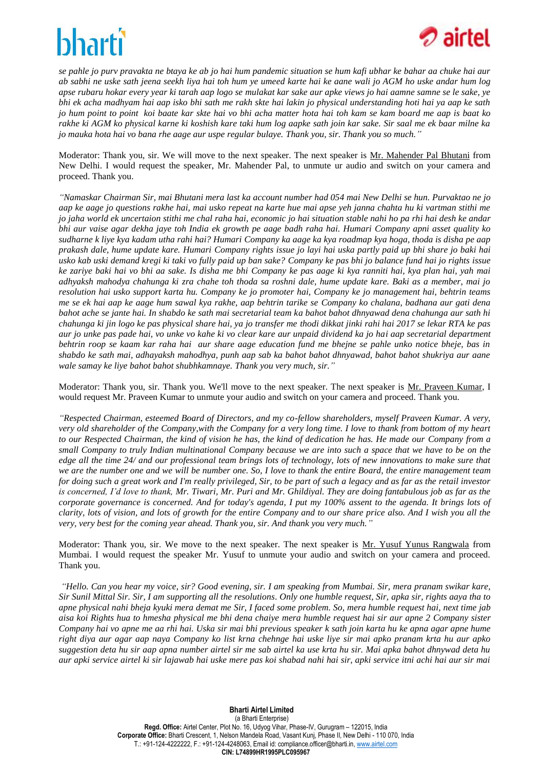*se pahle jo purv pravakta ne btaya ke ab jo hai hum pandemic situation se hum kafi ubhar ke bahar aa chuke hai aur ab sabhi ne uske sath jeena seekh liya hai toh hum ye umeed karte hai ke aane wali jo AGM ho uske andar hum log apse rubaru hokar every year ki tarah aap logo se mulakat kar sake aur apke views jo hai aamne samne se le sake, ye bhi ek acha madhyam hai aap isko bhi sath me rakh skte hai lakin jo physical understanding hoti hai ya aap ke sath jo hum point to point koi baate kar skte hai vo bhi acha matter hota hai toh kam se kam board me aap is baat ko rakhe ki AGM ko physical karne ki koshish kare taki hum log aapke sath join kar sake. Sir saal me ek baar milne ka jo mauka hota hai vo bana rhe aage aur uspe regular bulaye. Thank you, sir. Thank you so much."*

Moderator: Thank you, sir. We will move to the next speaker. The next speaker is Mr. Mahender Pal Bhutani from New Delhi. I would request the speaker, Mr. Mahender Pal, to unmute ur audio and switch on your camera and proceed. Thank you.

*"Namaskar Chairman Sir, mai Bhutani mera last ka account number had 054 mai New Delhi se hun. Purvaktao ne jo aap ke aage jo questions rakhe hai, mai usko repeat na karte hue mai apse yeh janna chahta hu ki vartman stithi me jo jaha world ek uncertaion stithi me chal raha hai, economic jo hai situation stable nahi ho pa rhi hai desh ke andar bhi aur vaise agar dekha jaye toh India ek growth pe aage badh raha hai. Humari Company apni asset quality ko sudharne k liye kya kadam utha rahi hai? Humari Company ka aage ka kya roadmap kya hoga, thoda is disha pe aap prakash dale, hume update kare. Humari Company rights issue jo layi hai uska partly paid up bhi share jo baki hai usko kab uski demand kregi ki taki vo fully paid up ban sake? Company ke pas bhi jo balance fund hai jo rights issue ke zariye baki hai vo bhi aa sake. Is disha me bhi Company ke pas aage ki kya ranniti hai, kya plan hai, yah mai adhyaksh mahodya chahunga ki zra chahe toh thoda sa roshni dale, hume update kare. Baki as a member, mai jo resolution hai usko support karta hu. Company ke jo promoter hai, Company ke jo management hai, behtrin teams me se ek hai aap ke aage hum sawal kya rakhe, aap behtrin tarike se Company ko chalana, badhana aur gati dena bahot ache se jante hai. In shabdo ke sath mai secretarial team ka bahot bahot dhnyawad dena chahunga aur sath hi chahunga ki jin logo ke pas physical share hai, ya jo transfer me thodi dikkat jinki rahi hai 2017 se lekar RTA ke pas aur jo unke pas pade hai, vo unke vo kahe ki vo clear kare aur unpaid dividend ka jo hai aap secretarial department behtrin roop se kaam kar raha hai aur share aage education fund me bhejne se pahle unko notice bheje, bas in shabdo ke sath mai, adhyaksh mahodhya, punh aap sab ka bahot bahot dhnyawad, bahot bahot shukriya aur aane wale samay ke liye bahot bahot shubhkamnaye. Thank you very much, sir."*

Moderator: Thank you, sir. Thank you. We'll move to the next speaker. The next speaker is Mr. Praveen Kumar, I would request Mr. Praveen Kumar to unmute your audio and switch on your camera and proceed. Thank you.

*"Respected Chairman, esteemed Board of Directors, and my co-fellow shareholders, myself Praveen Kumar. A very, very old shareholder of the Company,with the Company for a very long time. I love to thank from bottom of my heart to our Respected Chairman, the kind of vision he has, the kind of dedication he has. He made our Company from a small Company to truly Indian multinational Company because we are into such a space that we have to be on the edge all the time 24/ and our professional team brings lots of technology, lots of new innovations to make sure that we are the number one and we will be number one. So, I love to thank the entire Board, the entire management team for doing such a great work and I'm really privileged, Sir, to be part of such a legacy and as far as the retail investor is concerned, I'd love to thank, Mr. Tiwari, Mr. Puri and Mr. Ghildiyal. They are doing fantabulous job as far as the corporate governance is concerned. And for today's agenda, I put my 100% assent to the agenda. It brings lots of clarity, lots of vision, and lots of growth for the entire Company and to our share price also. And I wish you all the very, very best for the coming year ahead. Thank you, sir. And thank you very much."*

Moderator: Thank you, sir. We move to the next speaker. The next speaker is Mr. Yusuf Yunus Rangwala from Mumbai. I would request the speaker Mr. Yusuf to unmute your audio and switch on your camera and proceed. Thank you.

*"Hello. Can you hear my voice, sir? Good evening, sir. I am speaking from Mumbai. Sir, mera pranam swikar kare, Sir Sunil Mittal Sir. Sir, I am supporting all the resolutions. Only one humble request, Sir, apka sir, rights aaya tha to apne physical nahi bheja kyuki mera demat me Sir, I faced some problem. So, mera humble request hai, next time jab aisa koi Rights hua to hmesha physical me bhi dena chaiye mera humble request hai sir aur apne 2 Company sister Company hai vo apne me aa rhi hai. Uska sir mai bhi previous speaker k sath join karta hu ke apna agar apne hume right diya aur agar aap naya Company ko list krna chehnge hai uske liye sir mai apko pranam krta hu aur apko suggestion deta hu sir aap apna number airtel sir me sab airtel ka use krta hu sir. Mai apka bahot dhnyawad deta hu aur apki service airtel ki sir lajawab hai uske mere pas koi shabad nahi hai sir, apki service itni achi hai aur sir mai*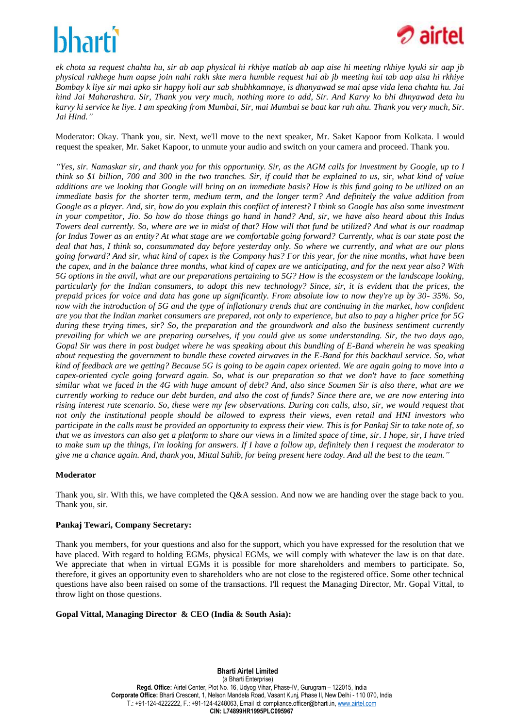*ek chota sa request chahta hu, sir ab aap physical hi rkhiye matlab ab aap aise hi meeting rkhiye kyuki sir aap jb physical rakhege hum aapse join nahi rakh skte mera humble request hai ab jb meeting hui tab aap aisa hi rkhiye Bombay k liye sir mai apko sir happy holi aur sab shubhkamnaye, is dhanyawad se mai apse vida lena chahta hu. Jai hind Jai Maharashtra. Sir, Thank you very much, nothing more to add, Sir. And Karvy ko bhi dhnyawad deta hu karvy ki service ke liye. I am speaking from Mumbai, Sir, mai Mumbai se baat kar rah ahu. Thank you very much, Sir. Jai Hind."*

Moderator: Okay. Thank you, sir. Next, we'll move to the next speaker, Mr. Saket Kapoor from Kolkata. I would request the speaker, Mr. Saket Kapoor, to unmute your audio and switch on your camera and proceed. Thank you.

*"Yes, sir. Namaskar sir, and thank you for this opportunity. Sir, as the AGM calls for investment by Google, up to I think so $1 billion, 700 and 300 in the two tranches. Sir, if could that be explained to us, sir, what kind of value additions are we looking that Google will bring on an immediate basis? How is this fund going to be utilized on an immediate basis for the shorter term, medium term, and the longer term? And definitely the value addition from Google as a player. And, sir, how do you explain this conflict of interest? I think so Google has also some investment in your competitor, Jio. So how do those things go hand in hand? And, sir, we have also heard about this Indus Towers deal currently. So, where are we in midst of that? How will that fund be utilized? And what is our roadmap for Indus Tower as an entity? At what stage are we comfortable going forward? Currently, what is our state post the deal that has, I think so, consummated day before yesterday only. So where are we currently, and what are our plans going forward? And sir, what kind of capex is the Company has? For this year, for the nine months, what have been the capex, and in the balance three months, what kind of capex are we anticipating, and for the next year also? With 5G options in the anvil, what are our preparations pertaining to 5G? How is the ecosystem or the landscape looking, particularly for the Indian consumers, to adopt this new technology? Since, sir, it is evident that the prices, the prepaid prices for voice and data has gone up significantly. From absolute low to now they're up by 30- 35%. So, now with the introduction of 5G and the type of inflationary trends that are continuing in the market, how confident are you that the Indian market consumers are prepared, not only to experience, but also to pay a higher price for 5G during these trying times, sir? So, the preparation and the groundwork and also the business sentiment currently prevailing for which we are preparing ourselves, if you could give us some understanding. Sir, the two days ago, Gopal Sir was there in post budget where he was speaking about this bundling of E-Band wherein he was speaking about requesting the government to bundle these coveted airwaves in the E-Band for this backhaul service. So, what kind of feedback are we getting? Because 5G is going to be again capex oriented. We are again going to move into a capex-oriented cycle going forward again. So, what is our preparation so that we don't have to face something similar what we faced in the 4G with huge amount of debt? And, also since Soumen Sir is also there, what are we currently working to reduce our debt burden, and also the cost of funds? Since there are, we are now entering into rising interest rate scenario. So, these were my few observations. During con calls, also, sir, we would request that not only the institutional people should be allowed to express their views, even retail and HNI investors who participate in the calls must be provided an opportunity to express their view. This is for Pankaj Sir to take note of, so that we as investors can also get a platform to share our views in a limited space of time, sir. I hope, sir, I have tried to make sum up the things, I'm looking for answers. If I have a follow up, definitely then I request the moderator to give me a chance again. And, thank you, Mittal Sahib, for being present here today. And all the best to the team."*

**Moderator**

Thank you, sir. With this, we have completed the Q&A session. And now we are handing over the stage back to you. Thank you, sir.

**Pankaj Tewari, Company Secretary:**

Thank you members, for your questions and also for the support, which you have expressed for the resolution that we have placed. With regard to holding EGMs, physical EGMs, we will comply with whatever the law is on that date. We appreciate that when in virtual EGMs it is possible for more shareholders and members to participate. So, therefore, it gives an opportunity even to shareholders who are not close to the registered office. Some other technical questions have also been raised on some of the transactions. I'll request the Managing Director, Mr. Gopal Vittal, to throw light on those questions.

**Gopal Vittal, Managing Director & CEO (India & South Asia):**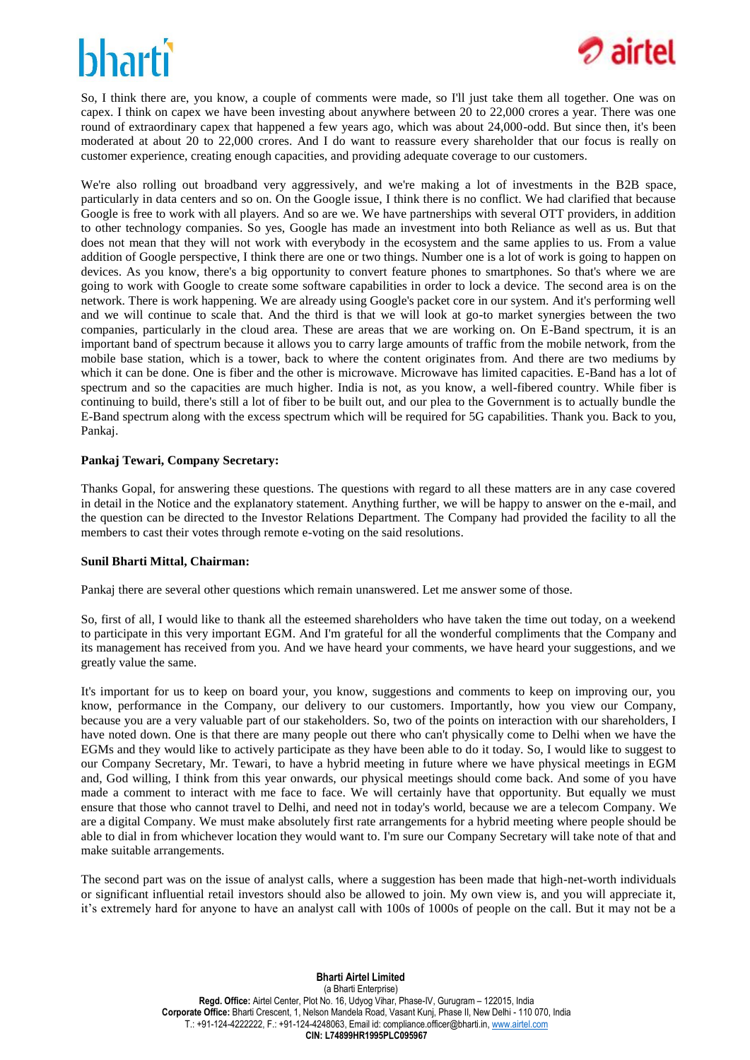So, I think there are, you know, a couple of comments were made, so I'll just take them all together. One was on capex. I think on capex we have been investing about anywhere between 20 to 22,000 crores a year. There was one round of extraordinary capex that happened a few years ago, which was about 24,000-odd. But since then, it's been moderated at about 20 to 22,000 crores. And I do want to reassure every shareholder that our focus is really on customer experience, creating enough capacities, and providing adequate coverage to our customers.

We're also rolling out broadband very aggressively, and we're making a lot of investments in the B2B space, particularly in data centers and so on. On the Google issue, I think there is no conflict. We had clarified that because Google is free to work with all players. And so are we. We have partnerships with several OTT providers, in addition to other technology companies. So yes, Google has made an investment into both Reliance as well as us. But that does not mean that they will not work with everybody in the ecosystem and the same applies to us. From a value addition of Google perspective, I think there are one or two things. Number one is a lot of work is going to happen on devices. As you know, there's a big opportunity to convert feature phones to smartphones. So that's where we are going to work with Google to create some software capabilities in order to lock a device. The second area is on the network. There is work happening. We are already using Google's packet core in our system. And it's performing well and we will continue to scale that. And the third is that we will look at go-to market synergies between the two companies, particularly in the cloud area. These are areas that we are working on. On E-Band spectrum, it is an important band of spectrum because it allows you to carry large amounts of traffic from the mobile network, from the mobile base station, which is a tower, back to where the content originates from. And there are two mediums by which it can be done. One is fiber and the other is microwave. Microwave has limited capacities. E-Band has a lot of spectrum and so the capacities are much higher. India is not, as you know, a well-fibered country. While fiber is continuing to build, there's still a lot of fiber to be built out, and our plea to the Government is to actually bundle the E-Band spectrum along with the excess spectrum which will be required for 5G capabilities. Thank you. Back to you, Pankaj.

**Pankaj Tewari, Company Secretary:**

Thanks Gopal, for answering these questions. The questions with regard to all these matters are in any case covered in detail in the Notice and the explanatory statement. Anything further, we will be happy to answer on the e-mail, and the question can be directed to the Investor Relations Department. The Company had provided the facility to all the members to cast their votes through remote e-voting on the said resolutions.

**Sunil Bharti Mittal, Chairman:**

Pankaj there are several other questions which remain unanswered. Let me answer some of those.

So, first of all, I would like to thank all the esteemed shareholders who have taken the time out today, on a weekend to participate in this very important EGM. And I'm grateful for all the wonderful compliments that the Company and its management has received from you. And we have heard your comments, we have heard your suggestions, and we greatly value the same.

It's important for us to keep on board your, you know, suggestions and comments to keep on improving our, you know, performance in the Company, our delivery to our customers. Importantly, how you view our Company, because you are a very valuable part of our stakeholders. So, two of the points on interaction with our shareholders, I have noted down. One is that there are many people out there who can't physically come to Delhi when we have the EGMs and they would like to actively participate as they have been able to do it today. So, I would like to suggest to our Company Secretary, Mr. Tewari, to have a hybrid meeting in future where we have physical meetings in EGM and, God willing, I think from this year onwards, our physical meetings should come back. And some of you have made a comment to interact with me face to face. We will certainly have that opportunity. But equally we must ensure that those who cannot travel to Delhi, and need not in today's world, because we are a telecom Company. We are a digital Company. We must make absolutely first rate arrangements for a hybrid meeting where people should be able to dial in from whichever location they would want to. I'm sure our Company Secretary will take note of that and make suitable arrangements.

The second part was on the issue of analyst calls, where a suggestion has been made that high-net-worth individuals or significant influential retail investors should also be allowed to join. My own view is, and you will appreciate it, it's extremely hard for anyone to have an analyst call with 100s of 1000s of people on the call. But it may not be a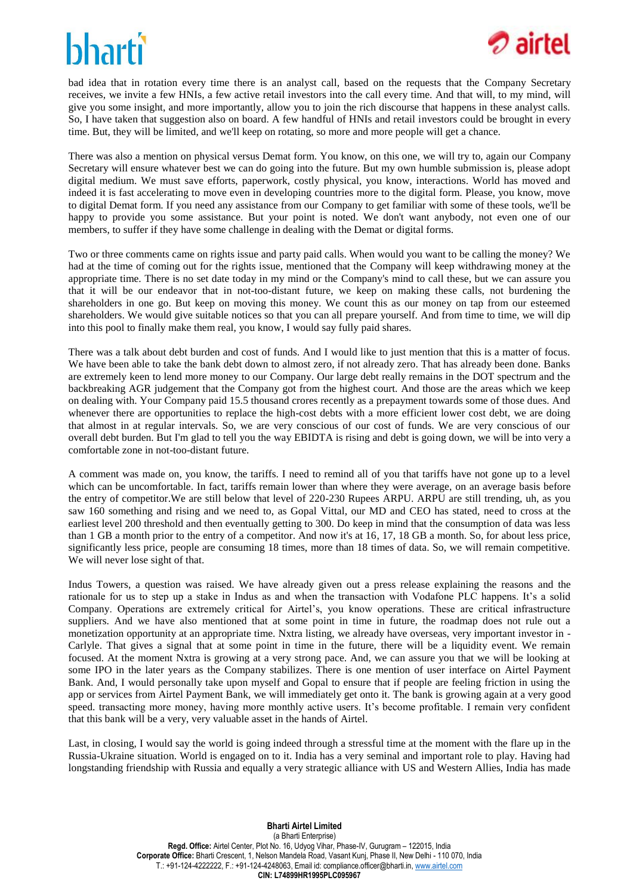bad idea that in rotation every time there is an analyst call, based on the requests that the Company Secretary receives, we invite a few HNIs, a few active retail investors into the call every time. And that will, to my mind, will give you some insight, and more importantly, allow you to join the rich discourse that happens in these analyst calls. So, I have taken that suggestion also on board. A few handful of HNIs and retail investors could be brought in every time. But, they will be limited, and we'll keep on rotating, so more and more people will get a chance.

There was also a mention on physical versus Demat form. You know, on this one, we will try to, again our Company Secretary will ensure whatever best we can do going into the future. But my own humble submission is, please adopt digital medium. We must save efforts, paperwork, costly physical, you know, interactions. World has moved and indeed it is fast accelerating to move even in developing countries more to the digital form. Please, you know, move to digital Demat form. If you need any assistance from our Company to get familiar with some of these tools, we'll be happy to provide you some assistance. But your point is noted. We don't want anybody, not even one of our members, to suffer if they have some challenge in dealing with the Demat or digital forms.

Two or three comments came on rights issue and party paid calls. When would you want to be calling the money? We had at the time of coming out for the rights issue, mentioned that the Company will keep withdrawing money at the appropriate time. There is no set date today in my mind or the Company's mind to call these, but we can assure you that it will be our endeavor that in not-too-distant future, we keep on making these calls, not burdening the shareholders in one go. But keep on moving this money. We count this as our money on tap from our esteemed shareholders. We would give suitable notices so that you can all prepare yourself. And from time to time, we will dip into this pool to finally make them real, you know, I would say fully paid shares.

There was a talk about debt burden and cost of funds. And I would like to just mention that this is a matter of focus. We have been able to take the bank debt down to almost zero, if not already zero. That has already been done. Banks are extremely keen to lend more money to our Company. Our large debt really remains in the DOT spectrum and the backbreaking AGR judgement that the Company got from the highest court. And those are the areas which we keep on dealing with. Your Company paid 15.5 thousand crores recently as a prepayment towards some of those dues. And whenever there are opportunities to replace the high-cost debts with a more efficient lower cost debt, we are doing that almost in at regular intervals. So, we are very conscious of our cost of funds. We are very conscious of our overall debt burden. But I'm glad to tell you the way EBIDTA is rising and debt is going down, we will be into very a comfortable zone in not-too-distant future.

A comment was made on, you know, the tariffs. I need to remind all of you that tariffs have not gone up to a level which can be uncomfortable. In fact, tariffs remain lower than where they were average, on an average basis before the entry of competitor.We are still below that level of 220-230 Rupees ARPU. ARPU are still trending, uh, as you saw 160 something and rising and we need to, as Gopal Vittal, our MD and CEO has stated, need to cross at the earliest level 200 threshold and then eventually getting to 300. Do keep in mind that the consumption of data was less than 1 GB a month prior to the entry of a competitor. And now it's at 16, 17, 18 GB a month. So, for about less price, significantly less price, people are consuming 18 times, more than 18 times of data. So, we will remain competitive. We will never lose sight of that.

Indus Towers, a question was raised. We have already given out a press release explaining the reasons and the rationale for us to step up a stake in Indus as and when the transaction with Vodafone PLC happens. It's a solid Company. Operations are extremely critical for Airtel's, you know operations. These are critical infrastructure suppliers. And we have also mentioned that at some point in time in future, the roadmap does not rule out a monetization opportunity at an appropriate time. Nxtra listing, we already have overseas, very important investor in - Carlyle. That gives a signal that at some point in time in the future, there will be a liquidity event. We remain focused. At the moment Nxtra is growing at a very strong pace. And, we can assure you that we will be looking at some IPO in the later years as the Company stabilizes. There is one mention of user interface on Airtel Payment Bank. And, I would personally take upon myself and Gopal to ensure that if people are feeling friction in using the app or services from Airtel Payment Bank, we will immediately get onto it. The bank is growing again at a very good speed. transacting more money, having more monthly active users. It's become profitable. I remain very confident that this bank will be a very, very valuable asset in the hands of Airtel.

Last, in closing, I would say the world is going indeed through a stressful time at the moment with the flare up in the Russia-Ukraine situation. World is engaged on to it. India has a very seminal and important role to play. Having had longstanding friendship with Russia and equally a very strategic alliance with US and Western Allies, India has made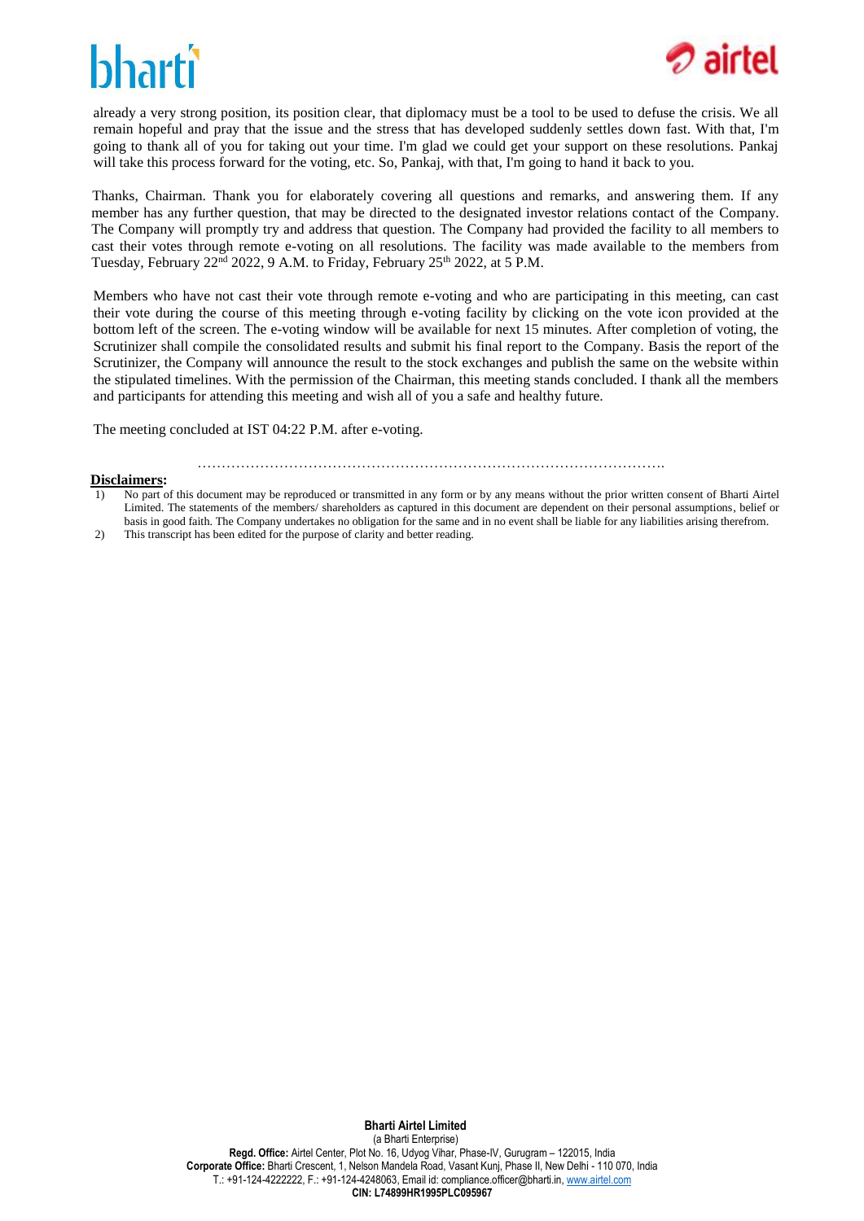already a very strong position, its position clear, that diplomacy must be a tool to be used to defuse the crisis. We all remain hopeful and pray that the issue and the stress that has developed suddenly settles down fast. With that, I'm going to thank all of you for taking out your time. I'm glad we could get your support on these resolutions. Pankaj will take this process forward for the voting, etc. So, Pankaj, with that, I'm going to hand it back to you.

Thanks, Chairman. Thank you for elaborately covering all questions and remarks, and answering them. If any member has any further question, that may be directed to the designated investor relations contact of the Company. The Company will promptly try and address that question. The Company had provided the facility to all members to cast their votes through remote e-voting on all resolutions. The facility was made available to the members from Tuesday, February 22nd 2022, 9 A.M. to Friday, February 25th 2022, at 5 P.M.

Members who have not cast their vote through remote e-voting and who are participating in this meeting, can cast their vote during the course of this meeting through e-voting facility by clicking on the vote icon provided at the bottom left of the screen. The e-voting window will be available for next 15 minutes. After completion of voting, the Scrutinizer shall compile the consolidated results and submit his final report to the Company. Basis the report of the Scrutinizer, the Company will announce the result to the stock exchanges and publish the same on the website within the stipulated timelines. With the permission of the Chairman, this meeting stands concluded. I thank all the members and participants for attending this meeting and wish all of you a safe and healthy future.

The meeting concluded at IST 04:22 P.M. after e-voting.

……………………………………………………………………………………….

**Disclaimers:**

1) No part of this document may be reproduced or transmitted in any form or by any means without the prior written consent of Bharti Airtel Limited. The statements of the members/ shareholders as captured in this document are dependent on their personal assumptions, belief or basis in good faith. The Company undertakes no obligation for the same and in no event shall be liable for any liabilities arising therefrom.
2) This transcript has been edited for the purpose of clarity and better reading.